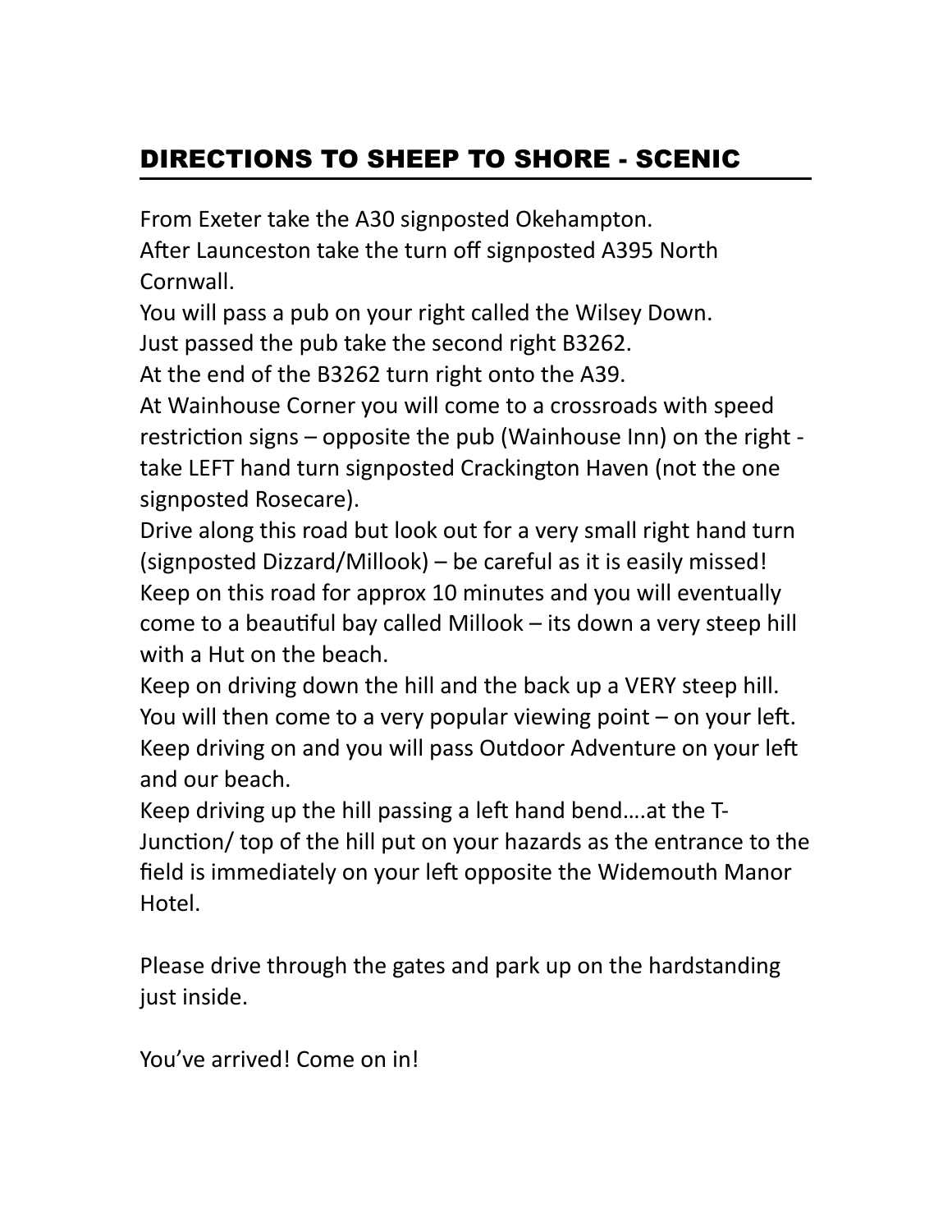# DIRECTIONS TO SHEEP TO SHORE - SCENIC

From Exeter take the A30 signposted Okehampton.
After Launceston take the turn off signposted A395 North Cornwall.
You will pass a pub on your right called the Wilsey Down.
Just passed the pub take the second right B3262.
At the end of the B3262 turn right onto the A39.
At Wainhouse Corner you will come to a crossroads with speed restriction signs – opposite the pub (Wainhouse Inn) on the right - take LEFT hand turn signposted Crackington Haven (not the one signposted Rosecare).
Drive along this road but look out for a very small right hand turn (signposted Dizzard/Millook) – be careful as it is easily missed!
Keep on this road for approx 10 minutes and you will eventually come to a beautiful bay called Millook – its down a very steep hill with a Hut on the beach.
Keep on driving down the hill and the back up a VERY steep hill.
You will then come to a very popular viewing point – on your left.
Keep driving on and you will pass Outdoor Adventure on your left and our beach.
Keep driving up the hill passing a left hand bend….at the T-Junction/ top of the hill put on your hazards as the entrance to the field is immediately on your left opposite the Widemouth Manor Hotel.

Please drive through the gates and park up on the hardstanding just inside.

You've arrived! Come on in!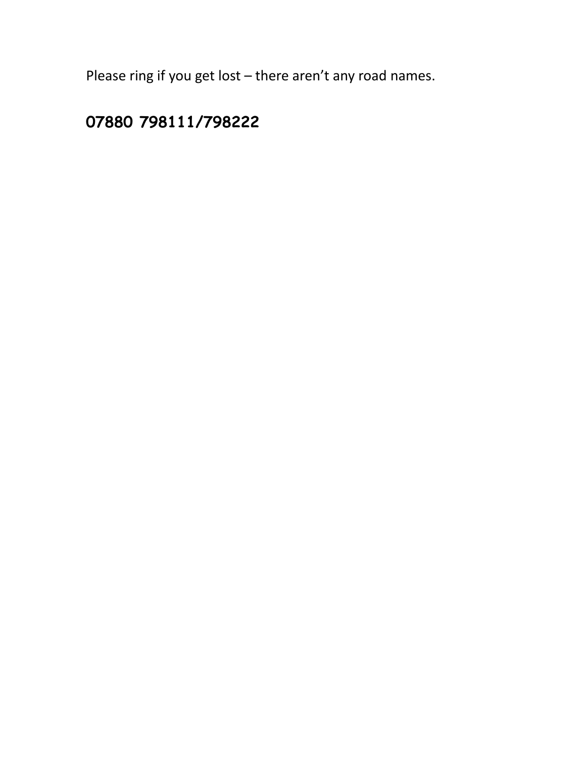Please ring if you get lost – there aren't any road names.

**07880 798111/798222**